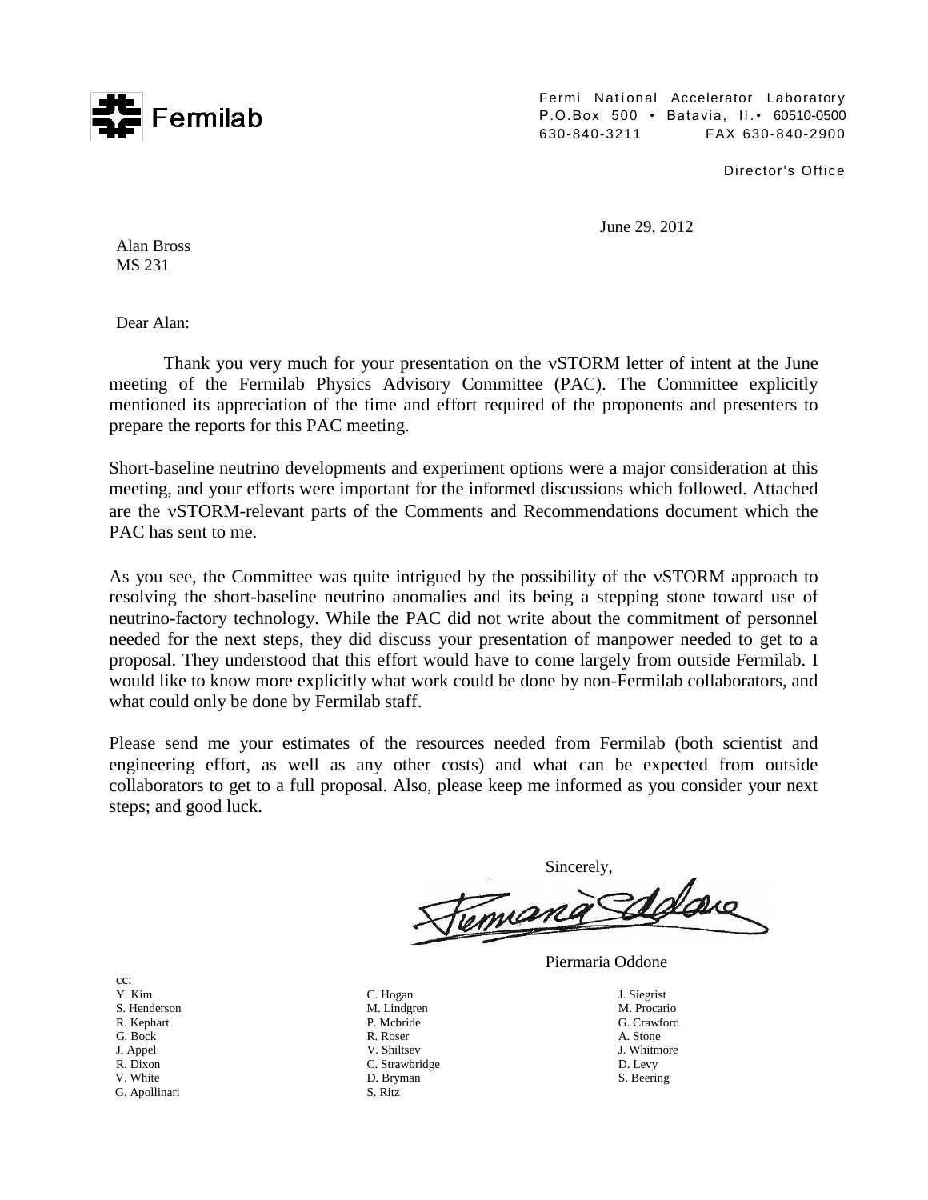Fermilab

Fermi National Accelerator Laboratory
P.O.Box 500 • Batavia, Il.• 60510-0500
630-840-3211 FAX 630-840-2900

Director's Office

June 29, 2012

Alan Bross
MS 231

Dear Alan:

Thank you very much for your presentation on the νSTORM letter of intent at the June meeting of the Fermilab Physics Advisory Committee (PAC). The Committee explicitly mentioned its appreciation of the time and effort required of the proponents and presenters to prepare the reports for this PAC meeting.

Short-baseline neutrino developments and experiment options were a major consideration at this meeting, and your efforts were important for the informed discussions which followed. Attached are the νSTORM-relevant parts of the Comments and Recommendations document which the PAC has sent to me.

As you see, the Committee was quite intrigued by the possibility of the νSTORM approach to resolving the short-baseline neutrino anomalies and its being a stepping stone toward use of neutrino-factory technology. While the PAC did not write about the commitment of personnel needed for the next steps, they did discuss your presentation of manpower needed to get to a proposal. They understood that this effort would have to come largely from outside Fermilab. I would like to know more explicitly what work could be done by non-Fermilab collaborators, and what could only be done by Fermilab staff.

Please send me your estimates of the resources needed from Fermilab (both scientist and engineering effort, as well as any other costs) and what can be expected from outside collaborators to get to a full proposal. Also, please keep me informed as you consider your next steps; and good luck.

Sincerely,

Piermaria Oddone

cc:
Y. Kim
S. Henderson
R. Kephart
G. Bock
J. Appel
R. Dixon
V. White
G. Apollinari
C. Hogan
M. Lindgren
P. Mcbride
R. Roser
V. Shiltsev
C. Strawbridge
D. Bryman
S. Ritz
J. Siegrist
M. Procario
G. Crawford
A. Stone
J. Whitmore
D. Levy
S. Beering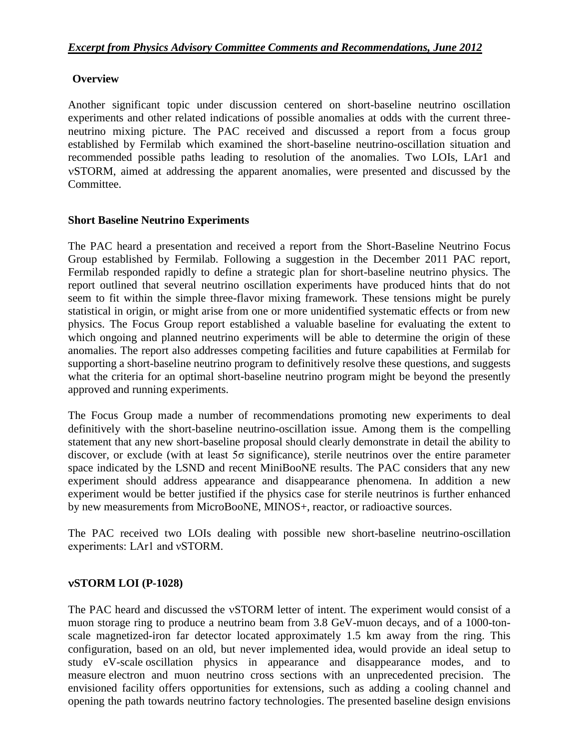## *Excerpt from Physics Advisory Committee Comments and Recommendations, June 2012*

### Overview

Another significant topic under discussion centered on short-baseline neutrino oscillation experiments and other related indications of possible anomalies at odds with the current three-neutrino mixing picture. The PAC received and discussed a report from a focus group established by Fermilab which examined the short-baseline neutrino-oscillation situation and recommended possible paths leading to resolution of the anomalies. Two LOIs, LAr1 and νSTORM, aimed at addressing the apparent anomalies, were presented and discussed by the Committee.

### Short Baseline Neutrino Experiments

The PAC heard a presentation and received a report from the Short-Baseline Neutrino Focus Group established by Fermilab. Following a suggestion in the December 2011 PAC report, Fermilab responded rapidly to define a strategic plan for short-baseline neutrino physics. The report outlined that several neutrino oscillation experiments have produced hints that do not seem to fit within the simple three-flavor mixing framework. These tensions might be purely statistical in origin, or might arise from one or more unidentified systematic effects or from new physics. The Focus Group report established a valuable baseline for evaluating the extent to which ongoing and planned neutrino experiments will be able to determine the origin of these anomalies. The report also addresses competing facilities and future capabilities at Fermilab for supporting a short-baseline neutrino program to definitively resolve these questions, and suggests what the criteria for an optimal short-baseline neutrino program might be beyond the presently approved and running experiments.

The Focus Group made a number of recommendations promoting new experiments to deal definitively with the short-baseline neutrino-oscillation issue. Among them is the compelling statement that any new short-baseline proposal should clearly demonstrate in detail the ability to discover, or exclude (with at least $5\sigma$ significance), sterile neutrinos over the entire parameter space indicated by the LSND and recent MiniBooNE results. The PAC considers that any new experiment should address appearance and disappearance phenomena. In addition a new experiment would be better justified if the physics case for sterile neutrinos is further enhanced by new measurements from MicroBooNE, MINOS+, reactor, or radioactive sources.

The PAC received two LOIs dealing with possible new short-baseline neutrino-oscillation experiments: LAr1 and νSTORM.

### νSTORM LOI (P-1028)

The PAC heard and discussed the νSTORM letter of intent. The experiment would consist of a muon storage ring to produce a neutrino beam from 3.8 GeV-muon decays, and of a 1000-ton-scale magnetized-iron far detector located approximately 1.5 km away from the ring. This configuration, based on an old, but never implemented idea, would provide an ideal setup to study eV-scale oscillation physics in appearance and disappearance modes, and to measure electron and muon neutrino cross sections with an unprecedented precision. The envisioned facility offers opportunities for extensions, such as adding a cooling channel and opening the path towards neutrino factory technologies. The presented baseline design envisions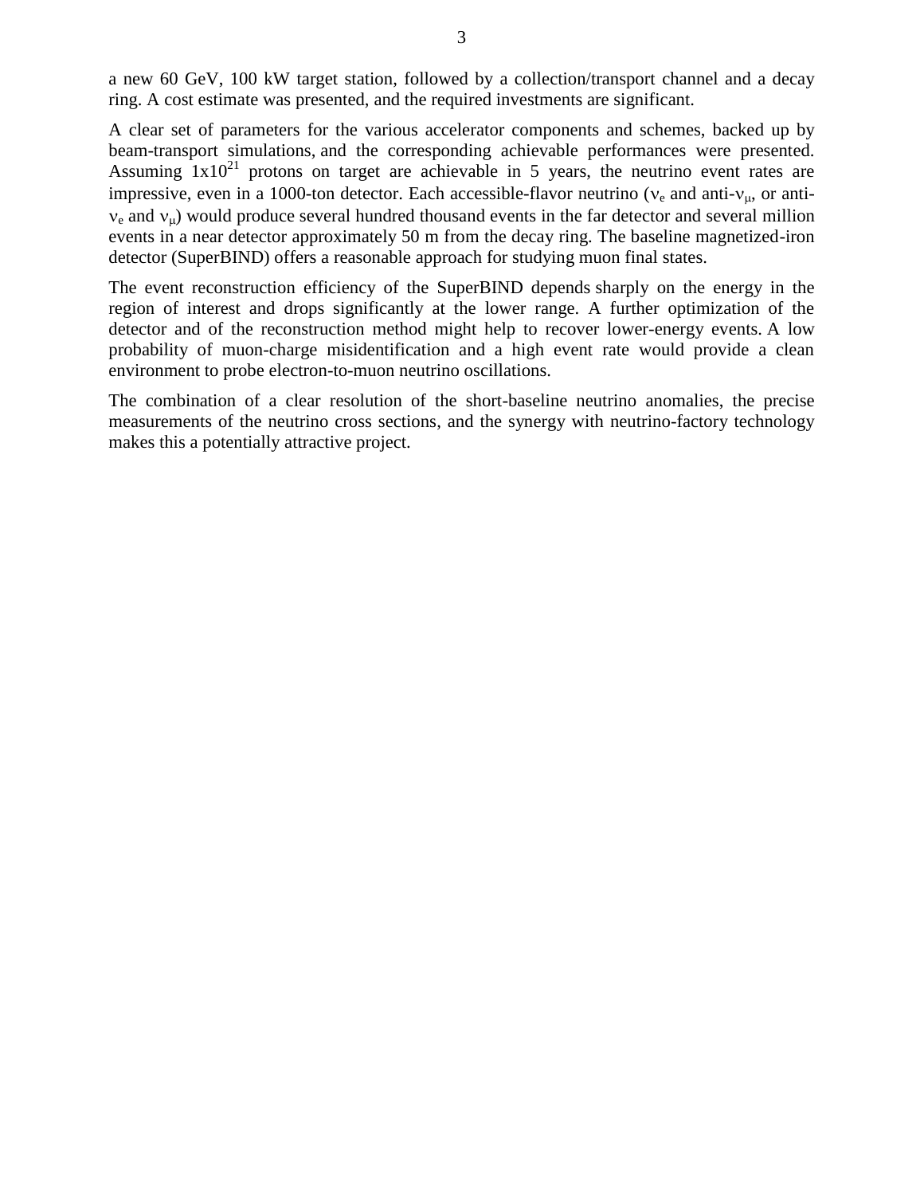a new 60 GeV, 100 kW target station, followed by a collection/transport channel and a decay ring. A cost estimate was presented, and the required investments are significant.

A clear set of parameters for the various accelerator components and schemes, backed up by beam-transport simulations, and the corresponding achievable performances were presented. Assuming $1 x 10^{21}$ protons on target are achievable in 5 years, the neutrino event rates are impressive, even in a 1000-ton detector. Each accessible-flavor neutrino ($\nu_e$ and anti-$\nu_\mu$, or anti-$\nu_e$ and $\nu_\mu$) would produce several hundred thousand events in the far detector and several million events in a near detector approximately 50 m from the decay ring. The baseline magnetized-iron detector (SuperBIND) offers a reasonable approach for studying muon final states.

The event reconstruction efficiency of the SuperBIND depends sharply on the energy in the region of interest and drops significantly at the lower range. A further optimization of the detector and of the reconstruction method might help to recover lower-energy events. A low probability of muon-charge misidentification and a high event rate would provide a clean environment to probe electron-to-muon neutrino oscillations.

The combination of a clear resolution of the short-baseline neutrino anomalies, the precise measurements of the neutrino cross sections, and the synergy with neutrino-factory technology makes this a potentially attractive project.